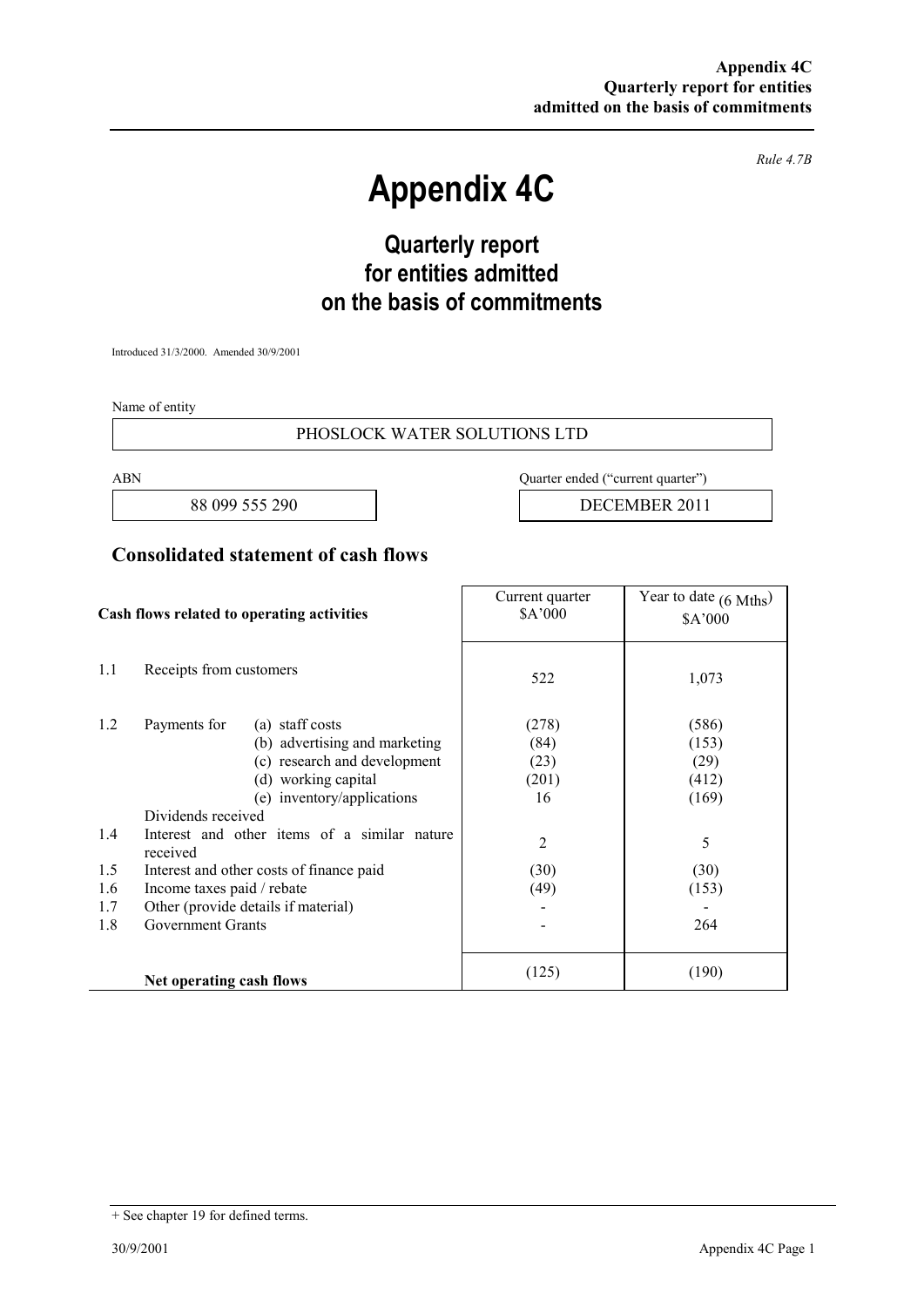*Rule 4.7B*

# Appendix 4C

## Quarterly report for entities admitted on the basis of commitments

Introduced 31/3/2000. Amended 30/9/2001

Name of entity

PHOSLOCK WATER SOLUTIONS LTD

| ABN | Quarter ended ("current quarter") |
|---|---|
| 88 099 555 290 | DECEMBER 2011 |

## Consolidated statement of cash flows

| | Cash flows related to operating activities | | Current quarter \$A'000 | Year to date (6 Mths) \$A'000 |
|---|---|---|---|---|
| 1.1 | Receipts from customers | | 522 | 1,073 |
| 1.2 | Payments for | (a) staff costs | (278) | (586) |
| | | (b) advertising and marketing | (84) | (153) |
| | | (c) research and development | (23) | (29) |
| | | (d) working capital | (201) | (412) |
| | | (e) inventory/applications | 16 | (169) |
| | Dividends received | | | |
| 1.4 | Interest and other items of a similar nature received | | 2 | 5 |
| 1.5 | Interest and other costs of finance paid | | (30) | (30) |
| 1.6 | Income taxes paid / rebate | | (49) | (153) |
| 1.7 | Other (provide details if material) | | - | - |
| 1.8 | Government Grants | | - | 264 |
| | **Net operating cash flows** | | (125) | (190) |

+ See chapter 19 for defined terms.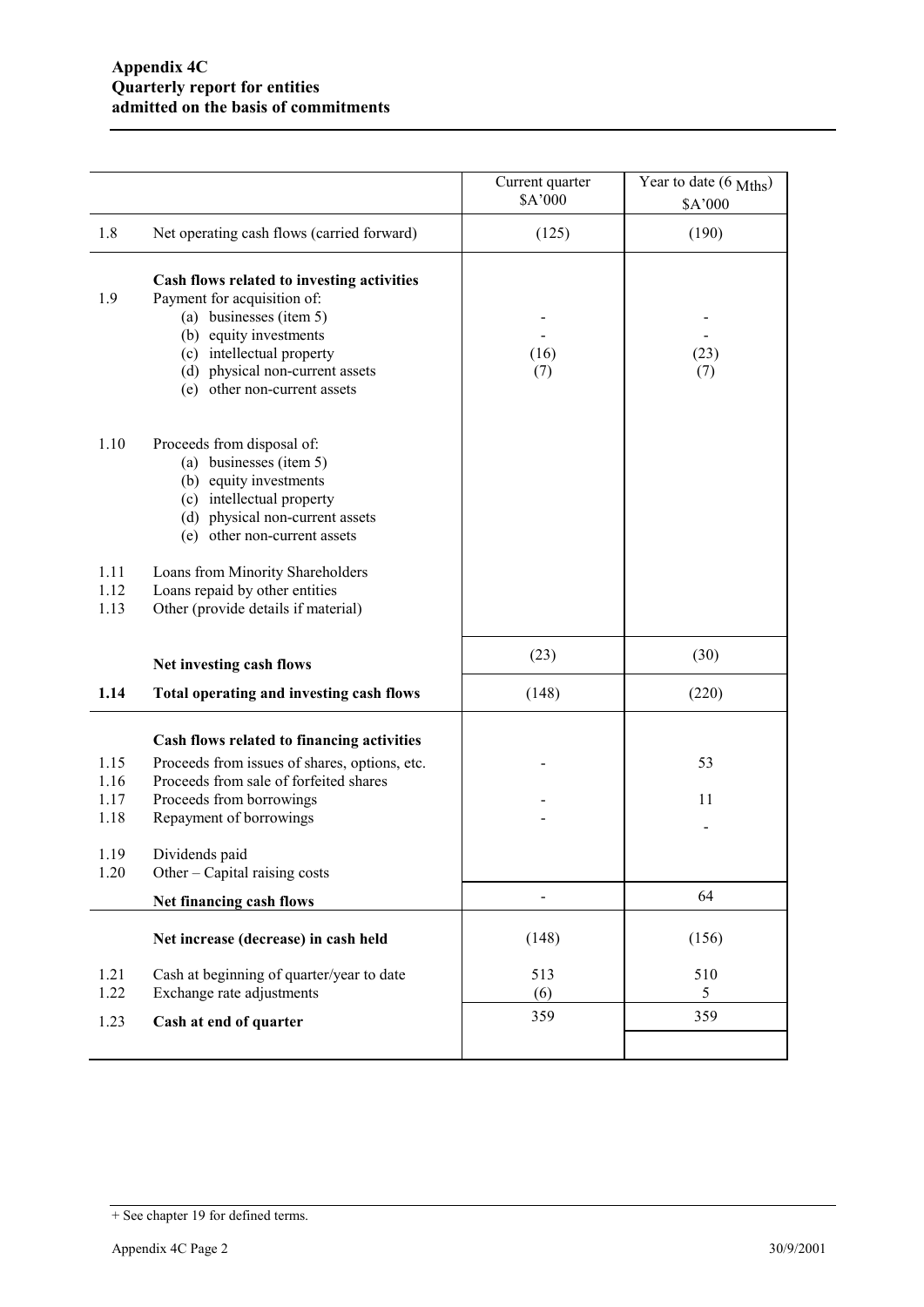**Appendix 4C**
**Quarterly report for entities admitted on the basis of commitments**

| | | Current quarter $A'000 | Year to date (6 Mths) $A'000 |
|---|---|---|---|
| 1.8 | Net operating cash flows (carried forward) | (125) | (190) |
| | **Cash flows related to investing activities** | | |
| 1.9 | Payment for acquisition of: | | |
| | (a) businesses (item 5) | - | - |
| | (b) equity investments | - | - |
| | (c) intellectual property | (16) | (23) |
| | (d) physical non-current assets | (7) | (7) |
| | (e) other non-current assets | | |
| 1.10 | Proceeds from disposal of: | | |
| | (a) businesses (item 5) | | |
| | (b) equity investments | | |
| | (c) intellectual property | | |
| | (d) physical non-current assets | | |
| | (e) other non-current assets | | |
| 1.11 | Loans from Minority Shareholders | | |
| 1.12 | Loans repaid by other entities | | |
| 1.13 | Other (provide details if material) | | |
| | **Net investing cash flows** | (23) | (30) |
| **1.14** | **Total operating and investing cash flows** | (148) | (220) |
| | **Cash flows related to financing activities** | | |
| 1.15 | Proceeds from issues of shares, options, etc. | - | 53 |
| 1.16 | Proceeds from sale of forfeited shares | | |
| 1.17 | Proceeds from borrowings | - | 11 |
| 1.18 | Repayment of borrowings | - | - |
| 1.19 | Dividends paid | | |
| 1.20 | Other – Capital raising costs | | |
| | **Net financing cash flows** | - | 64 |
| | **Net increase (decrease) in cash held** | (148) | (156) |
| 1.21 | Cash at beginning of quarter/year to date | 513 | 510 |
| 1.22 | Exchange rate adjustments | (6) | 5 |
| 1.23 | **Cash at end of quarter** | 359 | 359 |

+ See chapter 19 for defined terms.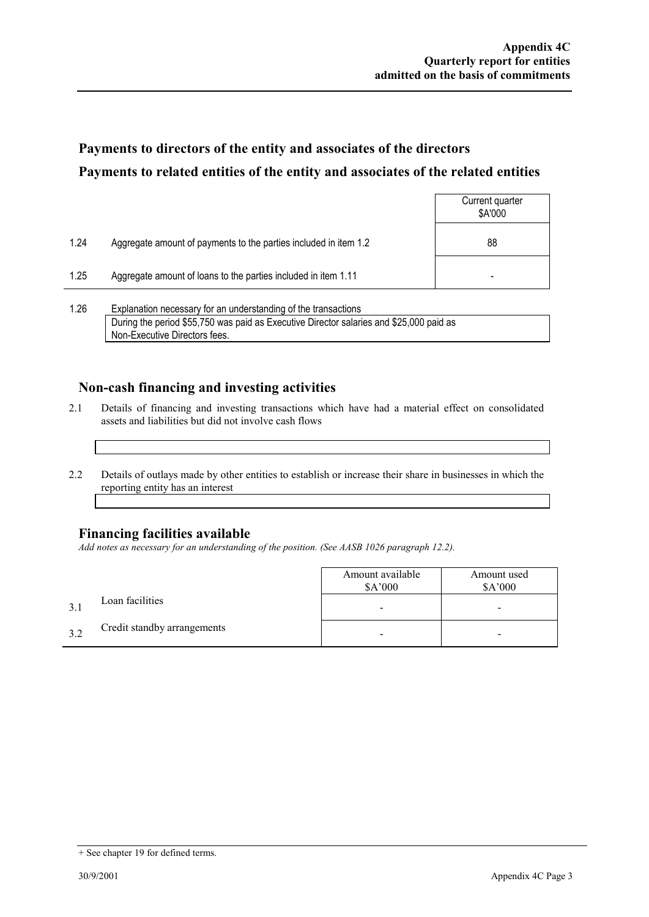## Payments to directors of the entity and associates of the directors

## Payments to related entities of the entity and associates of the related entities

| | | Current quarter $A'000 |
|---|---|---|
| 1.24 | Aggregate amount of payments to the parties included in item 1.2 | 88 |
| 1.25 | Aggregate amount of loans to the parties included in item 1.11 | - |

1.26 Explanation necessary for an understanding of the transactions

During the period $55,750 was paid as Executive Director salaries and $25,000 paid as Non-Executive Directors fees.

## Non-cash financing and investing activities

2.1 Details of financing and investing transactions which have had a material effect on consolidated assets and liabilities but did not involve cash flows

2.2 Details of outlays made by other entities to establish or increase their share in businesses in which the reporting entity has an interest

## Financing facilities available

*Add notes as necessary for an understanding of the position. (See AASB 1026 paragraph 12.2).*

| | | Amount available $A'000 | Amount used $A'000 |
|---|---|---|---|
| 3.1 | Loan facilities | - | - |
| 3.2 | Credit standby arrangements | - | - |

+ See chapter 19 for defined terms.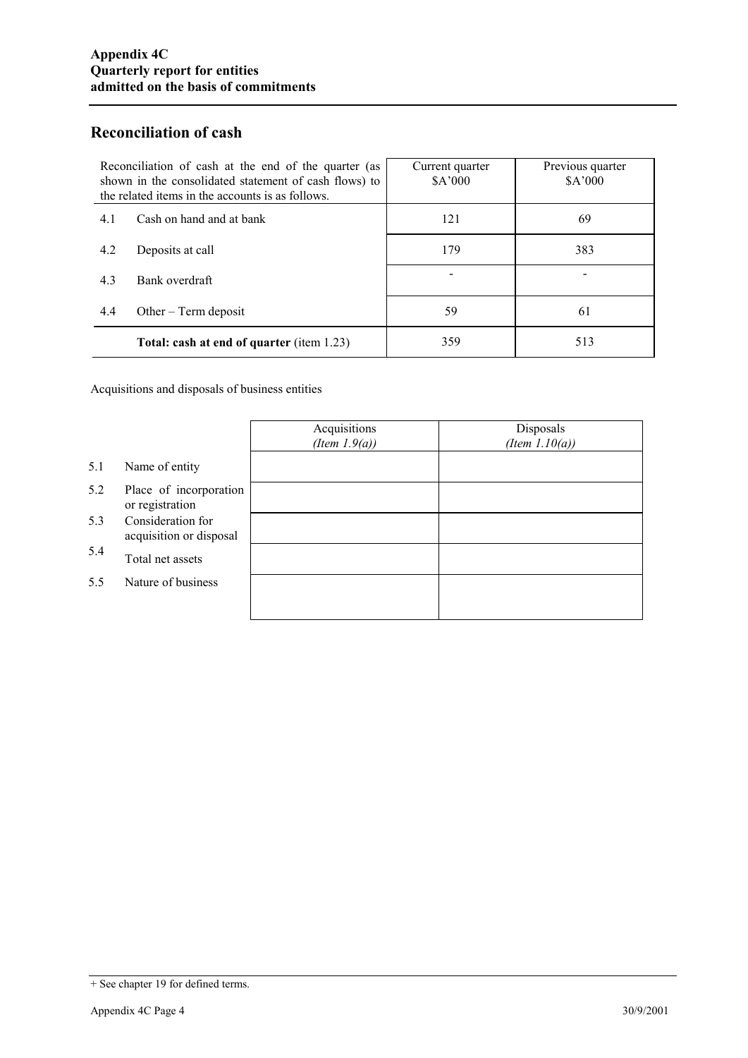## Reconciliation of cash

| Reconciliation of cash at the end of the quarter (as shown in the consolidated statement of cash flows) to the related items in the accounts is as follows. | | Current quarter $A'000 | Previous quarter $A'000 |
|---|---|---|---|
| 4.1 | Cash on hand and at bank | 121 | 69 |
| 4.2 | Deposits at call | 179 | 383 |
| 4.3 | Bank overdraft | - | - |
| 4.4 | Other – Term deposit | 59 | 61 |
| | **Total: cash at end of quarter** (item 1.23) | 359 | 513 |

Acquisitions and disposals of business entities

| | | Acquisitions *(Item 1.9(a))* | Disposals *(Item 1.10(a))* |
|---|---|---|---|
| 5.1 | Name of entity | | |
| 5.2 | Place of incorporation or registration | | |
| 5.3 | Consideration for acquisition or disposal | | |
| 5.4 | Total net assets | | |
| 5.5 | Nature of business | | |

+ See chapter 19 for defined terms.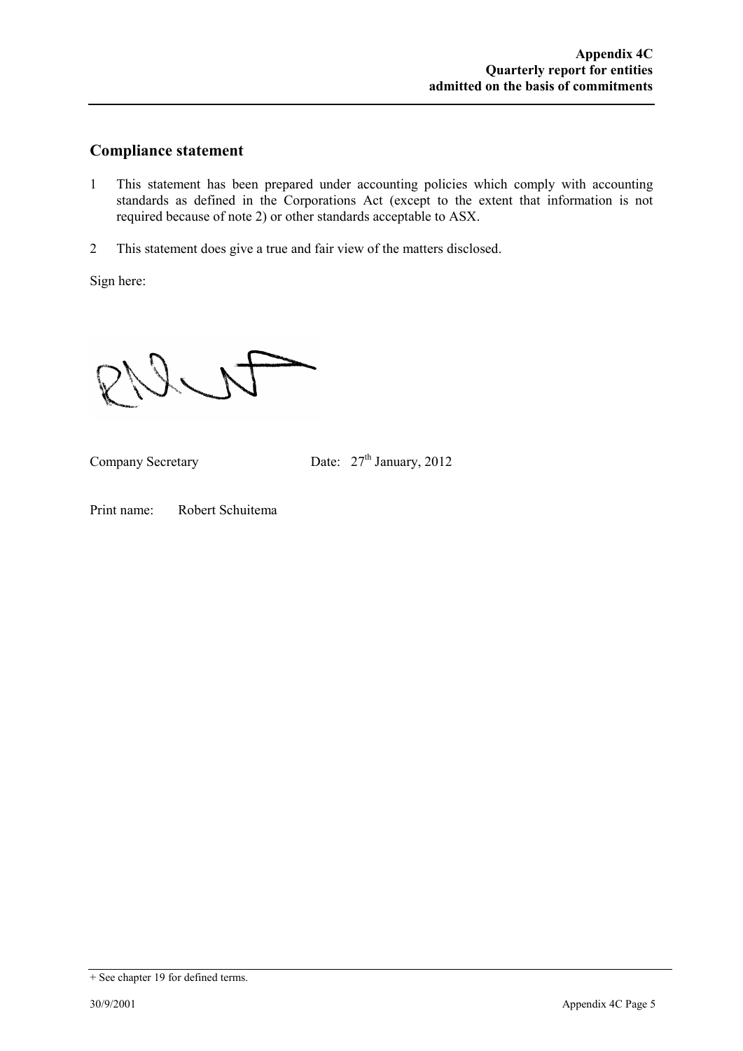## Compliance statement

1 This statement has been prepared under accounting policies which comply with accounting standards as defined in the Corporations Act (except to the extent that information is not required because of note 2) or other standards acceptable to ASX.

2 This statement does give a true and fair view of the matters disclosed.

Sign here:

Company Secretary Date: 27th January, 2012

Print name: Robert Schuitema

+ See chapter 19 for defined terms.